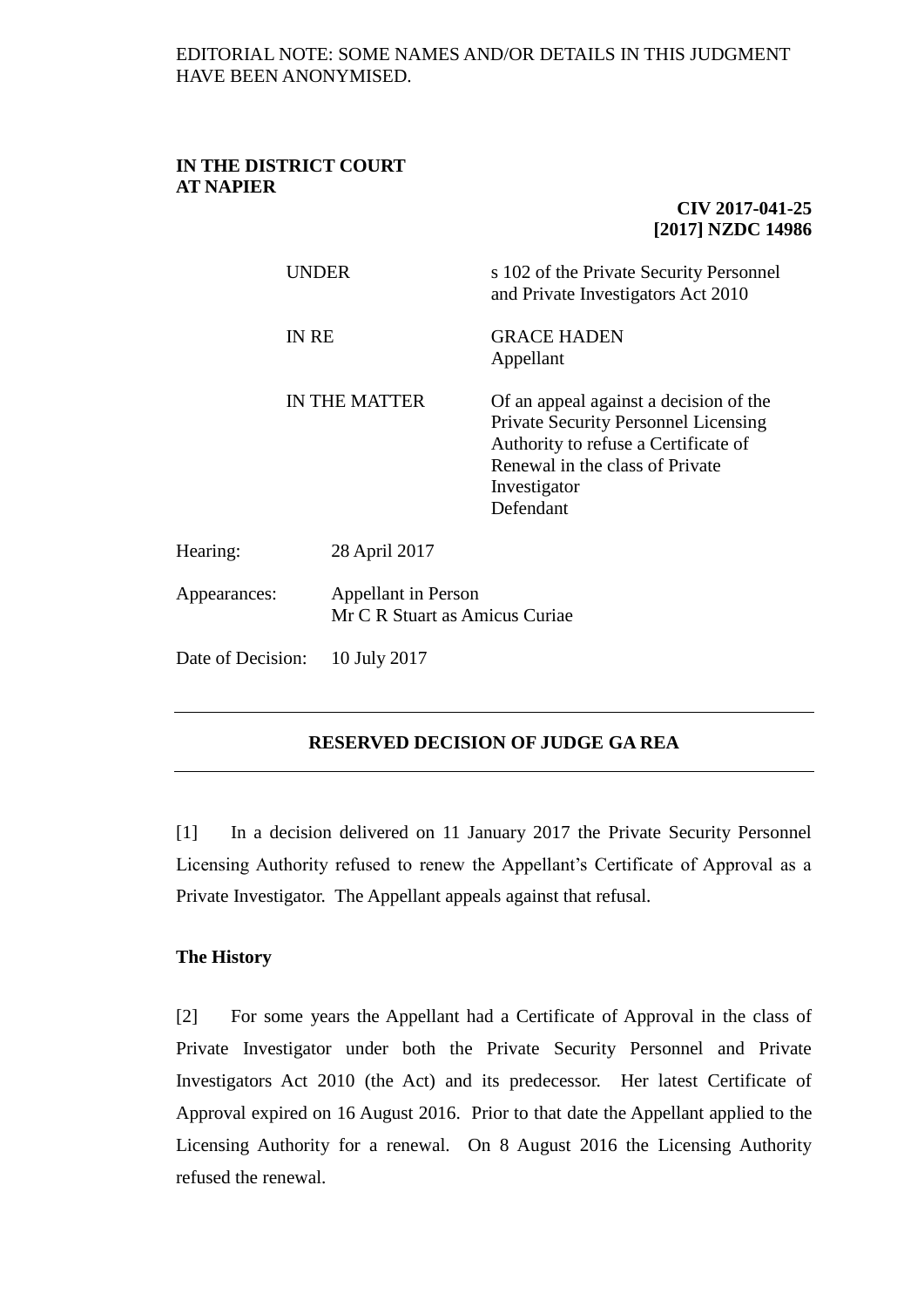EDITORIAL NOTE: SOME NAMES AND/OR DETAILS IN THIS JUDGMENT HAVE BEEN ANONYMISED.

**IN THE DISTRICT COURT**
**AT NAPIER**

**CIV 2017-041-25**
**[2017] NZDC 14986**

| | |
|---|---|
| UNDER | s 102 of the Private Security Personnel and Private Investigators Act 2010 |
| IN RE | GRACE HADEN<br>Appellant |
| IN THE MATTER | Of an appeal against a decision of the Private Security Personnel Licensing Authority to refuse a Certificate of Renewal in the class of Private Investigator<br>Defendant |

| | |
|---|---|
| Hearing: | 28 April 2017 |
| Appearances: | Appellant in Person<br>Mr C R Stuart as Amicus Curiae |
| Date of Decision: | 10 July 2017 |

---

## RESERVED DECISION OF JUDGE GA REA

---

[1] In a decision delivered on 11 January 2017 the Private Security Personnel Licensing Authority refused to renew the Appellant's Certificate of Approval as a Private Investigator. The Appellant appeals against that refusal.

### The History

[2] For some years the Appellant had a Certificate of Approval in the class of Private Investigator under both the Private Security Personnel and Private Investigators Act 2010 (the Act) and its predecessor. Her latest Certificate of Approval expired on 16 August 2016. Prior to that date the Appellant applied to the Licensing Authority for a renewal. On 8 August 2016 the Licensing Authority refused the renewal.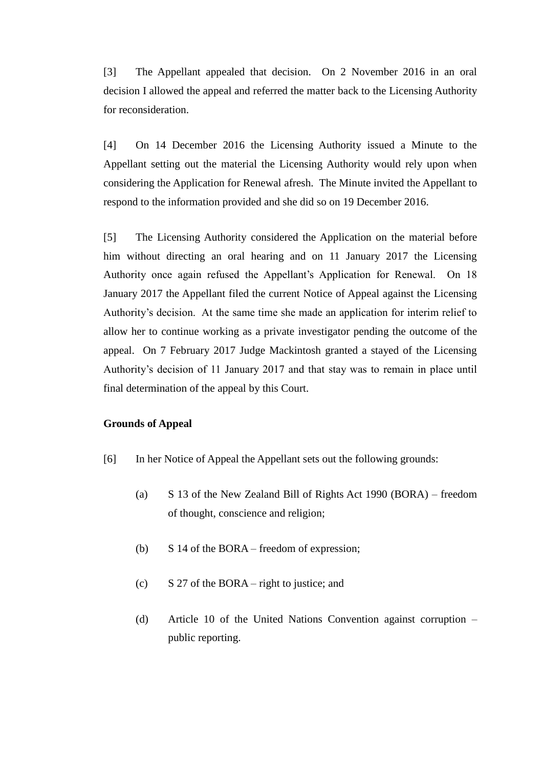[3] The Appellant appealed that decision. On 2 November 2016 in an oral decision I allowed the appeal and referred the matter back to the Licensing Authority for reconsideration.

[4] On 14 December 2016 the Licensing Authority issued a Minute to the Appellant setting out the material the Licensing Authority would rely upon when considering the Application for Renewal afresh. The Minute invited the Appellant to respond to the information provided and she did so on 19 December 2016.

[5] The Licensing Authority considered the Application on the material before him without directing an oral hearing and on 11 January 2017 the Licensing Authority once again refused the Appellant's Application for Renewal. On 18 January 2017 the Appellant filed the current Notice of Appeal against the Licensing Authority's decision. At the same time she made an application for interim relief to allow her to continue working as a private investigator pending the outcome of the appeal. On 7 February 2017 Judge Mackintosh granted a stayed of the Licensing Authority's decision of 11 January 2017 and that stay was to remain in place until final determination of the appeal by this Court.

**Grounds of Appeal**

[6] In her Notice of Appeal the Appellant sets out the following grounds:

(a) S 13 of the New Zealand Bill of Rights Act 1990 (BORA) – freedom of thought, conscience and religion;

(b) S 14 of the BORA – freedom of expression;

(c) S 27 of the BORA – right to justice; and

(d) Article 10 of the United Nations Convention against corruption – public reporting.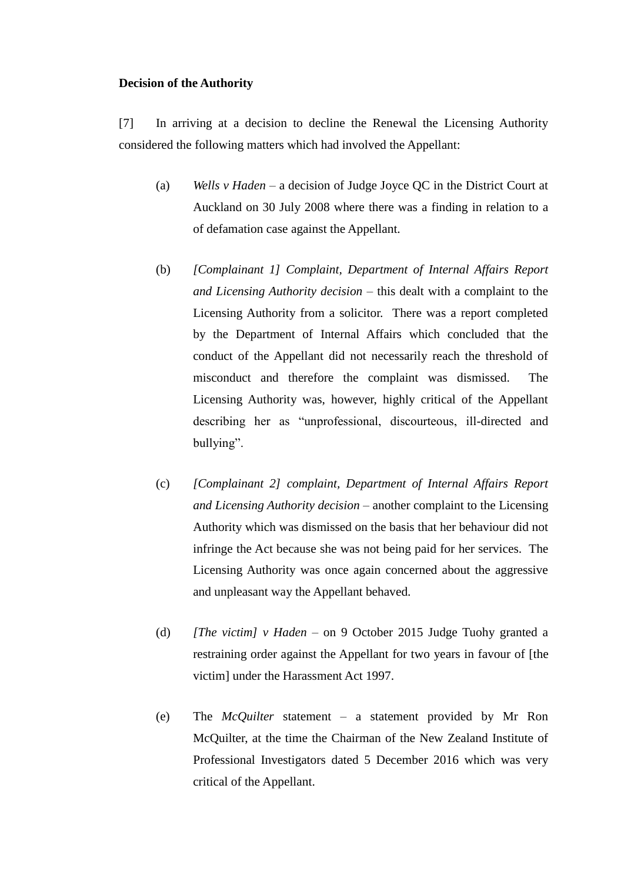**Decision of the Authority**

[7] In arriving at a decision to decline the Renewal the Licensing Authority considered the following matters which had involved the Appellant:

(a) *Wells v Haden* – a decision of Judge Joyce QC in the District Court at Auckland on 30 July 2008 where there was a finding in relation to a of defamation case against the Appellant.

(b) *[Complainant 1] Complaint, Department of Internal Affairs Report and Licensing Authority decision* – this dealt with a complaint to the Licensing Authority from a solicitor. There was a report completed by the Department of Internal Affairs which concluded that the conduct of the Appellant did not necessarily reach the threshold of misconduct and therefore the complaint was dismissed. The Licensing Authority was, however, highly critical of the Appellant describing her as "unprofessional, discourteous, ill-directed and bullying".

(c) *[Complainant 2] complaint, Department of Internal Affairs Report and Licensing Authority decision* – another complaint to the Licensing Authority which was dismissed on the basis that her behaviour did not infringe the Act because she was not being paid for her services. The Licensing Authority was once again concerned about the aggressive and unpleasant way the Appellant behaved.

(d) *[The victim] v Haden* – on 9 October 2015 Judge Tuohy granted a restraining order against the Appellant for two years in favour of [the victim] under the Harassment Act 1997.

(e) The *McQuilter* statement – a statement provided by Mr Ron McQuilter, at the time the Chairman of the New Zealand Institute of Professional Investigators dated 5 December 2016 which was very critical of the Appellant.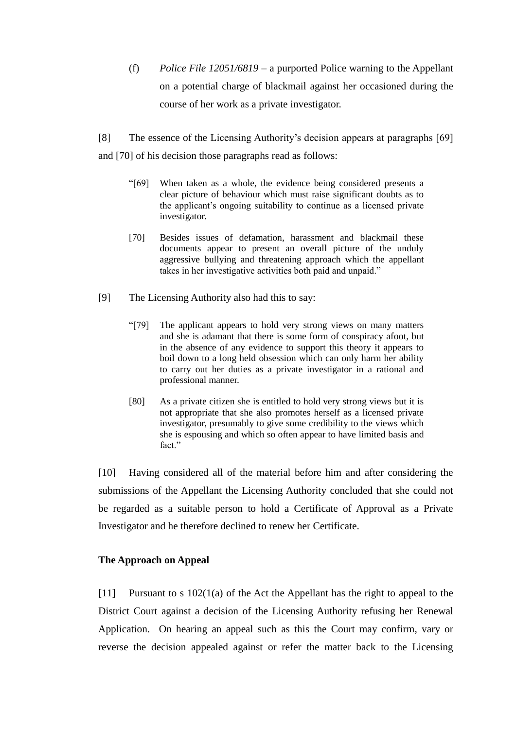(f) *Police File 12051/6819* – a purported Police warning to the Appellant on a potential charge of blackmail against her occasioned during the course of her work as a private investigator.

[8] The essence of the Licensing Authority's decision appears at paragraphs [69] and [70] of his decision those paragraphs read as follows:

> "[69] When taken as a whole, the evidence being considered presents a clear picture of behaviour which must raise significant doubts as to the applicant's ongoing suitability to continue as a licensed private investigator.
>
> [70] Besides issues of defamation, harassment and blackmail these documents appear to present an overall picture of the unduly aggressive bullying and threatening approach which the appellant takes in her investigative activities both paid and unpaid."

[9] The Licensing Authority also had this to say:

> "[79] The applicant appears to hold very strong views on many matters and she is adamant that there is some form of conspiracy afoot, but in the absence of any evidence to support this theory it appears to boil down to a long held obsession which can only harm her ability to carry out her duties as a private investigator in a rational and professional manner.
>
> [80] As a private citizen she is entitled to hold very strong views but it is not appropriate that she also promotes herself as a licensed private investigator, presumably to give some credibility to the views which she is espousing and which so often appear to have limited basis and fact."

[10] Having considered all of the material before him and after considering the submissions of the Appellant the Licensing Authority concluded that she could not be regarded as a suitable person to hold a Certificate of Approval as a Private Investigator and he therefore declined to renew her Certificate.

**The Approach on Appeal**

[11] Pursuant to s 102(1(a) of the Act the Appellant has the right to appeal to the District Court against a decision of the Licensing Authority refusing her Renewal Application. On hearing an appeal such as this the Court may confirm, vary or reverse the decision appealed against or refer the matter back to the Licensing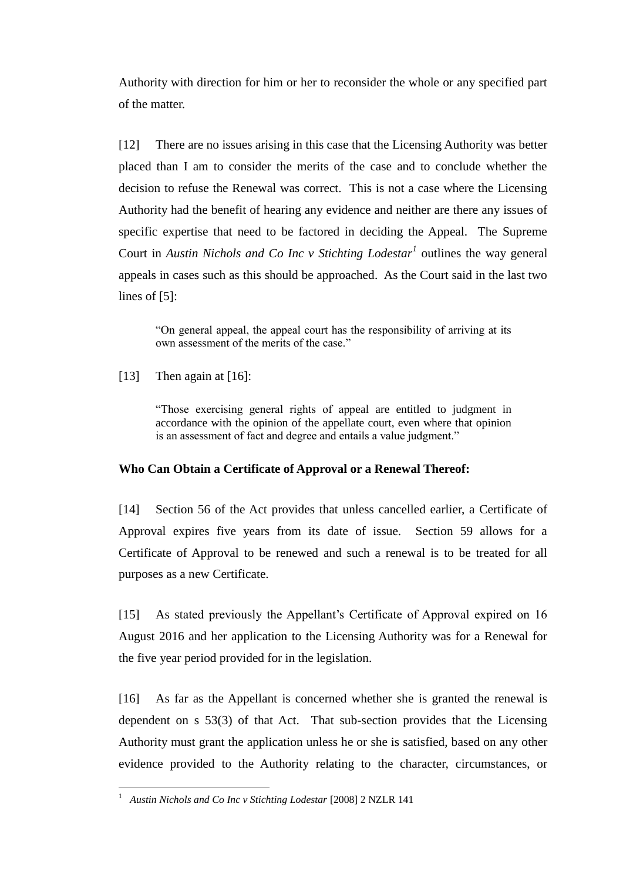Authority with direction for him or her to reconsider the whole or any specified part of the matter.

[12] There are no issues arising in this case that the Licensing Authority was better placed than I am to consider the merits of the case and to conclude whether the decision to refuse the Renewal was correct. This is not a case where the Licensing Authority had the benefit of hearing any evidence and neither are there any issues of specific expertise that need to be factored in deciding the Appeal. The Supreme Court in *Austin Nichols and Co Inc v Stichting Lodestar*[1] outlines the way general appeals in cases such as this should be approached. As the Court said in the last two lines of [5]:

> "On general appeal, the appeal court has the responsibility of arriving at its own assessment of the merits of the case."

[13] Then again at [16]:

> "Those exercising general rights of appeal are entitled to judgment in accordance with the opinion of the appellate court, even where that opinion is an assessment of fact and degree and entails a value judgment."

**Who Can Obtain a Certificate of Approval or a Renewal Thereof:**

[14] Section 56 of the Act provides that unless cancelled earlier, a Certificate of Approval expires five years from its date of issue. Section 59 allows for a Certificate of Approval to be renewed and such a renewal is to be treated for all purposes as a new Certificate.

[15] As stated previously the Appellant's Certificate of Approval expired on 16 August 2016 and her application to the Licensing Authority was for a Renewal for the five year period provided for in the legislation.

[16] As far as the Appellant is concerned whether she is granted the renewal is dependent on s 53(3) of that Act. That sub-section provides that the Licensing Authority must grant the application unless he or she is satisfied, based on any other evidence provided to the Authority relating to the character, circumstances, or

---

[1] *Austin Nichols and Co Inc v Stichting Lodestar* [2008] 2 NZLR 141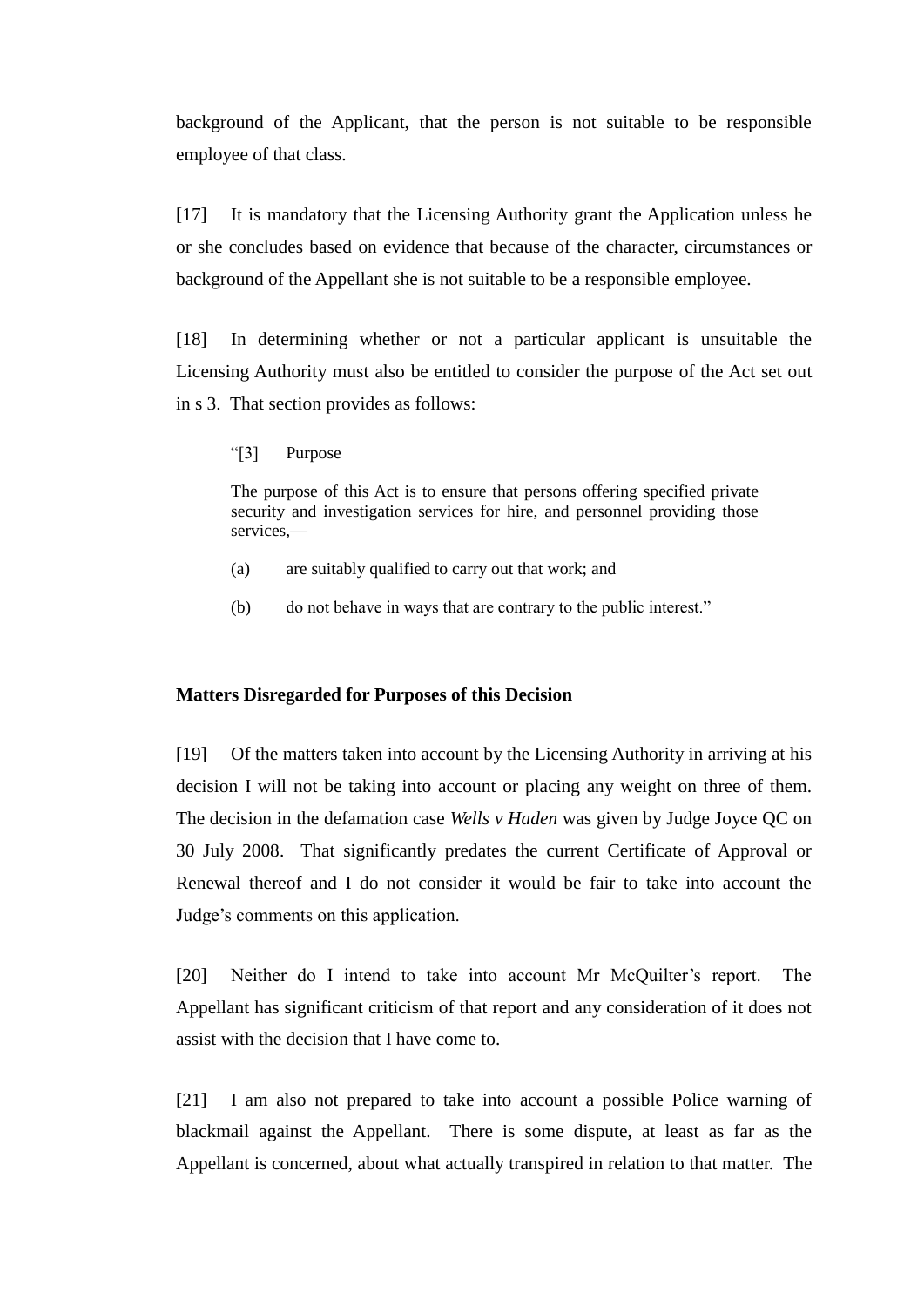background of the Applicant, that the person is not suitable to be responsible employee of that class.

[17] It is mandatory that the Licensing Authority grant the Application unless he or she concludes based on evidence that because of the character, circumstances or background of the Appellant she is not suitable to be a responsible employee.

[18] In determining whether or not a particular applicant is unsuitable the Licensing Authority must also be entitled to consider the purpose of the Act set out in s 3. That section provides as follows:

> "[3] Purpose
>
> The purpose of this Act is to ensure that persons offering specified private security and investigation services for hire, and personnel providing those services,—
>
> (a) are suitably qualified to carry out that work; and
>
> (b) do not behave in ways that are contrary to the public interest."

**Matters Disregarded for Purposes of this Decision**

[19] Of the matters taken into account by the Licensing Authority in arriving at his decision I will not be taking into account or placing any weight on three of them. The decision in the defamation case *Wells v Haden* was given by Judge Joyce QC on 30 July 2008. That significantly predates the current Certificate of Approval or Renewal thereof and I do not consider it would be fair to take into account the Judge's comments on this application.

[20] Neither do I intend to take into account Mr McQuilter's report. The Appellant has significant criticism of that report and any consideration of it does not assist with the decision that I have come to.

[21] I am also not prepared to take into account a possible Police warning of blackmail against the Appellant. There is some dispute, at least as far as the Appellant is concerned, about what actually transpired in relation to that matter. The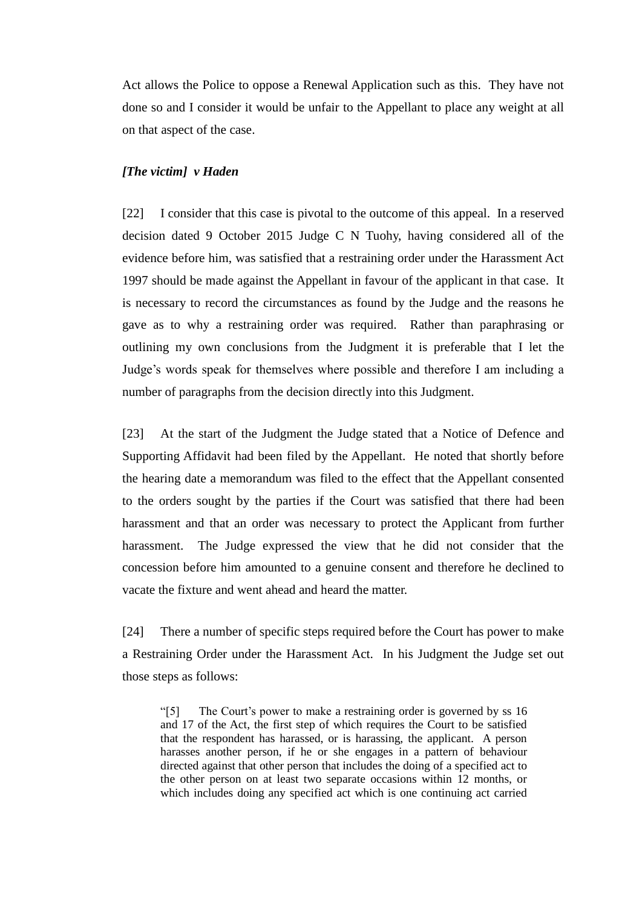Act allows the Police to oppose a Renewal Application such as this. They have not done so and I consider it would be unfair to the Appellant to place any weight at all on that aspect of the case.

***[The victim] v Haden***

[22] I consider that this case is pivotal to the outcome of this appeal. In a reserved decision dated 9 October 2015 Judge C N Tuohy, having considered all of the evidence before him, was satisfied that a restraining order under the Harassment Act 1997 should be made against the Appellant in favour of the applicant in that case. It is necessary to record the circumstances as found by the Judge and the reasons he gave as to why a restraining order was required. Rather than paraphrasing or outlining my own conclusions from the Judgment it is preferable that I let the Judge's words speak for themselves where possible and therefore I am including a number of paragraphs from the decision directly into this Judgment.

[23] At the start of the Judgment the Judge stated that a Notice of Defence and Supporting Affidavit had been filed by the Appellant. He noted that shortly before the hearing date a memorandum was filed to the effect that the Appellant consented to the orders sought by the parties if the Court was satisfied that there had been harassment and that an order was necessary to protect the Applicant from further harassment. The Judge expressed the view that he did not consider that the concession before him amounted to a genuine consent and therefore he declined to vacate the fixture and went ahead and heard the matter.

[24] There a number of specific steps required before the Court has power to make a Restraining Order under the Harassment Act. In his Judgment the Judge set out those steps as follows:

> "[5] The Court's power to make a restraining order is governed by ss 16 and 17 of the Act, the first step of which requires the Court to be satisfied that the respondent has harassed, or is harassing, the applicant. A person harasses another person, if he or she engages in a pattern of behaviour directed against that other person that includes the doing of a specified act to the other person on at least two separate occasions within 12 months, or which includes doing any specified act which is one continuing act carried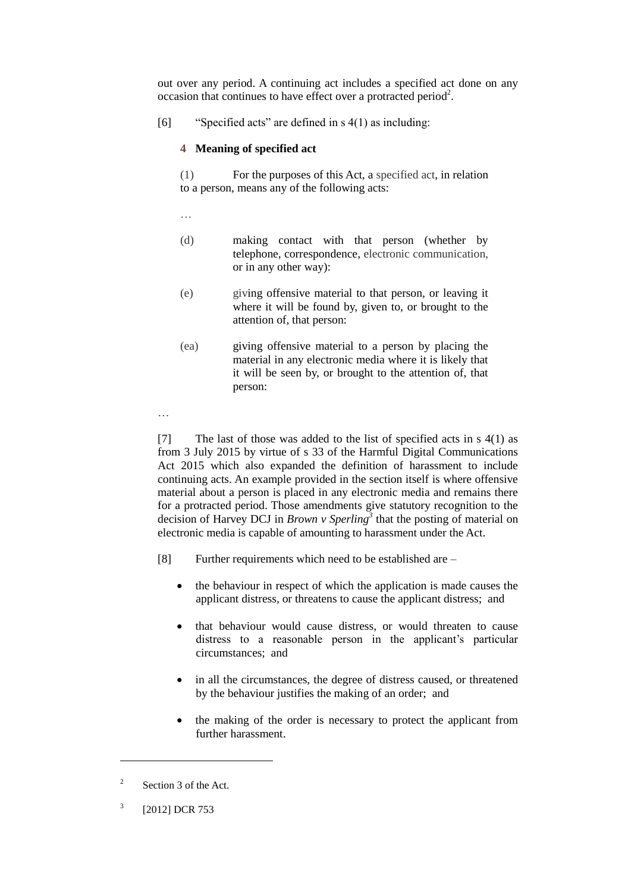out over any period. A continuing act includes a specified act done on any occasion that continues to have effect over a protracted period[2].

[6] "Specified acts" are defined in s 4(1) as including:

> **4 Meaning of specified act**
>
> (1) For the purposes of this Act, a specified act, in relation to a person, means any of the following acts:
>
> …
>
> (d) making contact with that person (whether by telephone, correspondence, electronic communication, or in any other way):
>
> (e) giving offensive material to that person, or leaving it where it will be found by, given to, or brought to the attention of, that person:
>
> (ea) giving offensive material to a person by placing the material in any electronic media where it is likely that it will be seen by, or brought to the attention of, that person:

…

[7] The last of those was added to the list of specified acts in s 4(1) as from 3 July 2015 by virtue of s 33 of the Harmful Digital Communications Act 2015 which also expanded the definition of harassment to include continuing acts. An example provided in the section itself is where offensive material about a person is placed in any electronic media and remains there for a protracted period. Those amendments give statutory recognition to the decision of Harvey DCJ in *Brown v Sperling*[3] that the posting of material on electronic media is capable of amounting to harassment under the Act.

[8] Further requirements which need to be established are –

- the behaviour in respect of which the application is made causes the applicant distress, or threatens to cause the applicant distress; and
- that behaviour would cause distress, or would threaten to cause distress to a reasonable person in the applicant's particular circumstances; and
- in all the circumstances, the degree of distress caused, or threatened by the behaviour justifies the making of an order; and
- the making of the order is necessary to protect the applicant from further harassment.

---

[2] Section 3 of the Act.

[3] [2012] DCR 753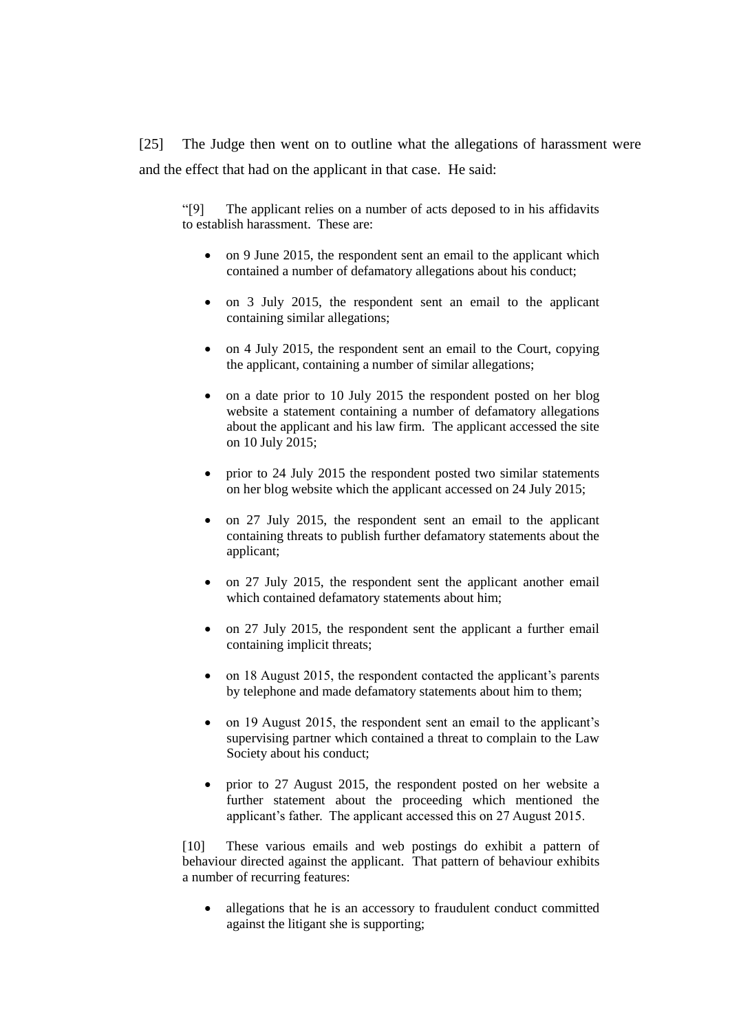[25] The Judge then went on to outline what the allegations of harassment were and the effect that had on the applicant in that case. He said:

> "[9] The applicant relies on a number of acts deposed to in his affidavits to establish harassment. These are:
>
> - on 9 June 2015, the respondent sent an email to the applicant which contained a number of defamatory allegations about his conduct;
> - on 3 July 2015, the respondent sent an email to the applicant containing similar allegations;
> - on 4 July 2015, the respondent sent an email to the Court, copying the applicant, containing a number of similar allegations;
> - on a date prior to 10 July 2015 the respondent posted on her blog website a statement containing a number of defamatory allegations about the applicant and his law firm. The applicant accessed the site on 10 July 2015;
> - prior to 24 July 2015 the respondent posted two similar statements on her blog website which the applicant accessed on 24 July 2015;
> - on 27 July 2015, the respondent sent an email to the applicant containing threats to publish further defamatory statements about the applicant;
> - on 27 July 2015, the respondent sent the applicant another email which contained defamatory statements about him;
> - on 27 July 2015, the respondent sent the applicant a further email containing implicit threats;
> - on 18 August 2015, the respondent contacted the applicant's parents by telephone and made defamatory statements about him to them;
> - on 19 August 2015, the respondent sent an email to the applicant's supervising partner which contained a threat to complain to the Law Society about his conduct;
> - prior to 27 August 2015, the respondent posted on her website a further statement about the proceeding which mentioned the applicant's father. The applicant accessed this on 27 August 2015.
>
> [10] These various emails and web postings do exhibit a pattern of behaviour directed against the applicant. That pattern of behaviour exhibits a number of recurring features:
>
> - allegations that he is an accessory to fraudulent conduct committed against the litigant she is supporting;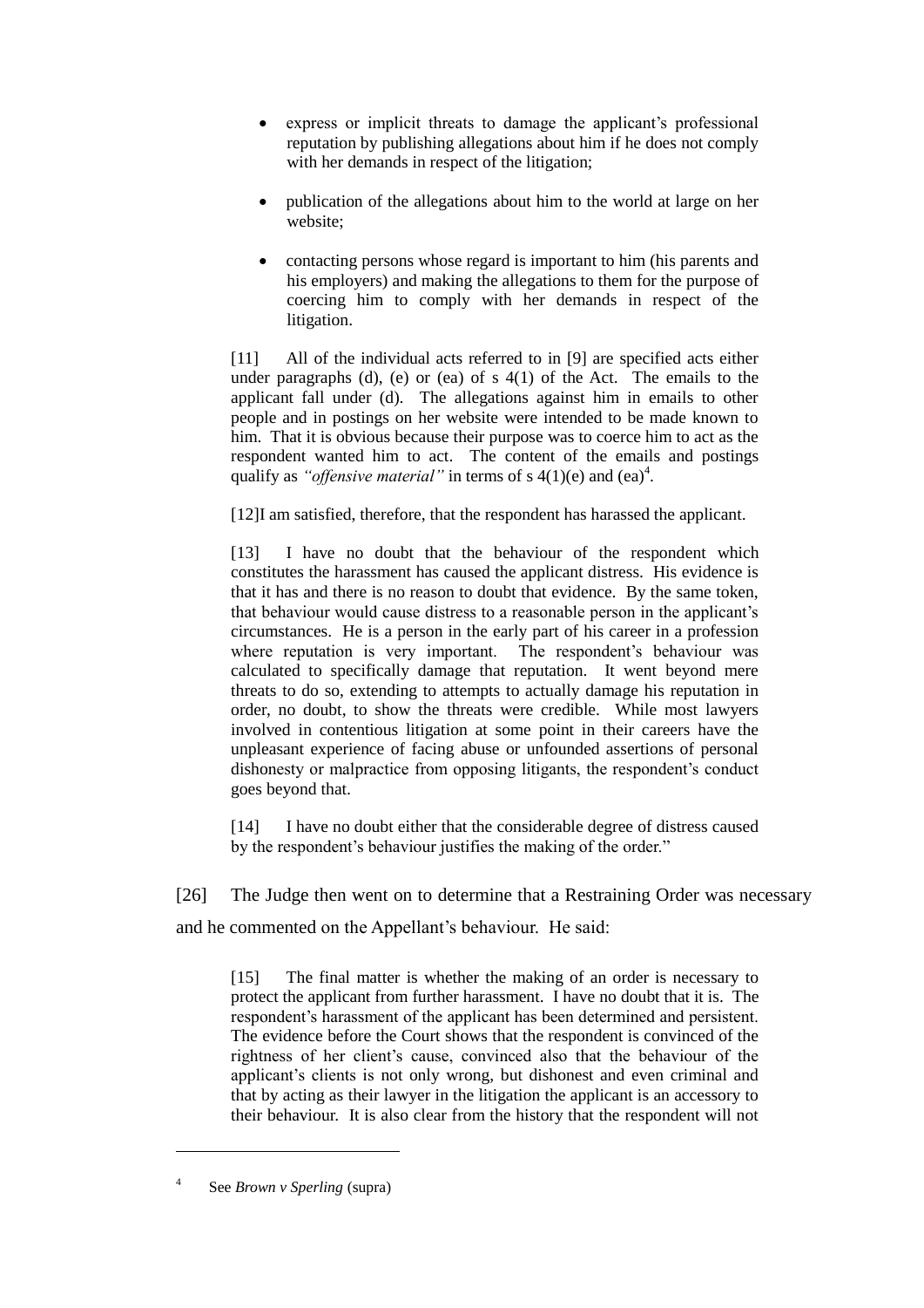- express or implicit threats to damage the applicant's professional reputation by publishing allegations about him if he does not comply with her demands in respect of the litigation;

- publication of the allegations about him to the world at large on her website;

- contacting persons whose regard is important to him (his parents and his employers) and making the allegations to them for the purpose of coercing him to comply with her demands in respect of the litigation.

> [11] All of the individual acts referred to in [9] are specified acts either under paragraphs (d), (e) or (ea) of s 4(1) of the Act. The emails to the applicant fall under (d). The allegations against him in emails to other people and in postings on her website were intended to be made known to him. That it is obvious because their purpose was to coerce him to act as the respondent wanted him to act. The content of the emails and postings qualify as *"offensive material"* in terms of s 4(1)(e) and (ea)[4].
>
> [12]I am satisfied, therefore, that the respondent has harassed the applicant.
>
> [13] I have no doubt that the behaviour of the respondent which constitutes the harassment has caused the applicant distress. His evidence is that it has and there is no reason to doubt that evidence. By the same token, that behaviour would cause distress to a reasonable person in the applicant's circumstances. He is a person in the early part of his career in a profession where reputation is very important. The respondent's behaviour was calculated to specifically damage that reputation. It went beyond mere threats to do so, extending to attempts to actually damage his reputation in order, no doubt, to show the threats were credible. While most lawyers involved in contentious litigation at some point in their careers have the unpleasant experience of facing abuse or unfounded assertions of personal dishonesty or malpractice from opposing litigants, the respondent's conduct goes beyond that.
>
> [14] I have no doubt either that the considerable degree of distress caused by the respondent's behaviour justifies the making of the order."

[26] The Judge then went on to determine that a Restraining Order was necessary and he commented on the Appellant's behaviour. He said:

> [15] The final matter is whether the making of an order is necessary to protect the applicant from further harassment. I have no doubt that it is. The respondent's harassment of the applicant has been determined and persistent. The evidence before the Court shows that the respondent is convinced of the rightness of her client's cause, convinced also that the behaviour of the applicant's clients is not only wrong, but dishonest and even criminal and that by acting as their lawyer in the litigation the applicant is an accessory to their behaviour. It is also clear from the history that the respondent will not

---

[4] See *Brown v Sperling* (supra)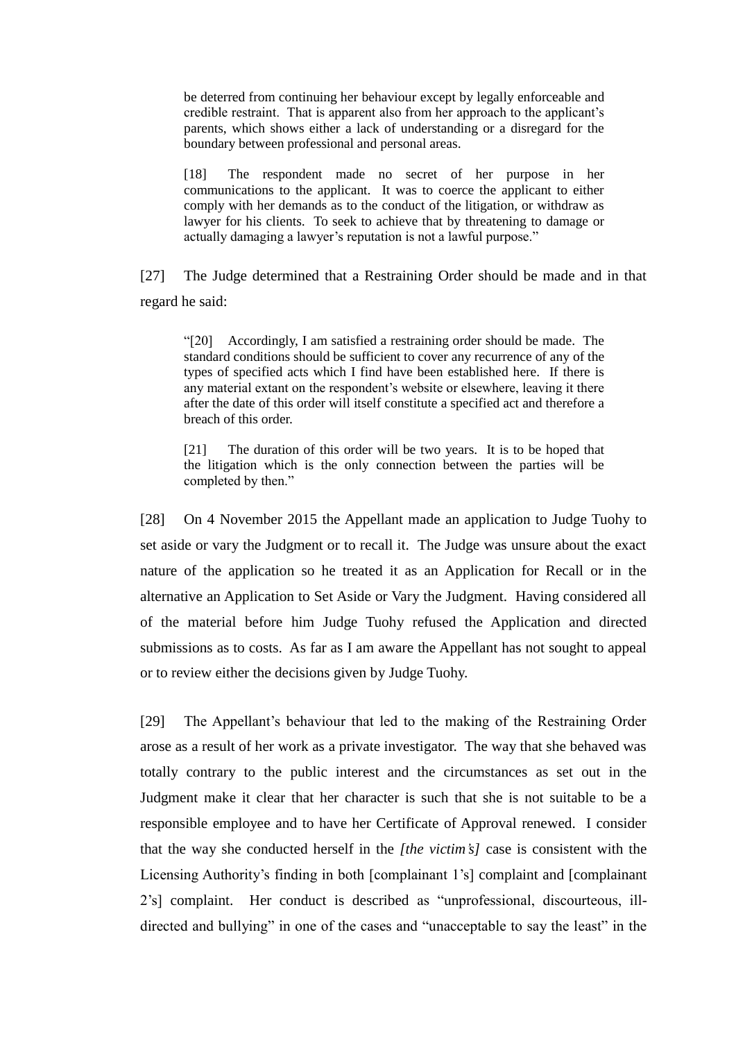> be deterred from continuing her behaviour except by legally enforceable and credible restraint. That is apparent also from her approach to the applicant's parents, which shows either a lack of understanding or a disregard for the boundary between professional and personal areas.
>
> [18] The respondent made no secret of her purpose in her communications to the applicant. It was to coerce the applicant to either comply with her demands as to the conduct of the litigation, or withdraw as lawyer for his clients. To seek to achieve that by threatening to damage or actually damaging a lawyer's reputation is not a lawful purpose."

[27] The Judge determined that a Restraining Order should be made and in that regard he said:

> "[20] Accordingly, I am satisfied a restraining order should be made. The standard conditions should be sufficient to cover any recurrence of any of the types of specified acts which I find have been established here. If there is any material extant on the respondent's website or elsewhere, leaving it there after the date of this order will itself constitute a specified act and therefore a breach of this order.
>
> [21] The duration of this order will be two years. It is to be hoped that the litigation which is the only connection between the parties will be completed by then."

[28] On 4 November 2015 the Appellant made an application to Judge Tuohy to set aside or vary the Judgment or to recall it. The Judge was unsure about the exact nature of the application so he treated it as an Application for Recall or in the alternative an Application to Set Aside or Vary the Judgment. Having considered all of the material before him Judge Tuohy refused the Application and directed submissions as to costs. As far as I am aware the Appellant has not sought to appeal or to review either the decisions given by Judge Tuohy.

[29] The Appellant's behaviour that led to the making of the Restraining Order arose as a result of her work as a private investigator. The way that she behaved was totally contrary to the public interest and the circumstances as set out in the Judgment make it clear that her character is such that she is not suitable to be a responsible employee and to have her Certificate of Approval renewed. I consider that the way she conducted herself in the *[the victim's]* case is consistent with the Licensing Authority's finding in both [complainant 1's] complaint and [complainant 2's] complaint. Her conduct is described as "unprofessional, discourteous, ill-directed and bullying" in one of the cases and "unacceptable to say the least" in the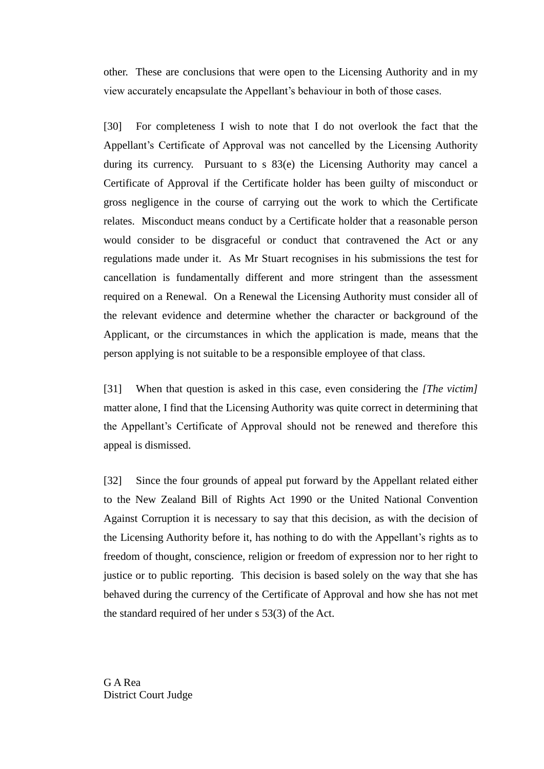other. These are conclusions that were open to the Licensing Authority and in my view accurately encapsulate the Appellant's behaviour in both of those cases.

[30] For completeness I wish to note that I do not overlook the fact that the Appellant's Certificate of Approval was not cancelled by the Licensing Authority during its currency. Pursuant to s 83(e) the Licensing Authority may cancel a Certificate of Approval if the Certificate holder has been guilty of misconduct or gross negligence in the course of carrying out the work to which the Certificate relates. Misconduct means conduct by a Certificate holder that a reasonable person would consider to be disgraceful or conduct that contravened the Act or any regulations made under it. As Mr Stuart recognises in his submissions the test for cancellation is fundamentally different and more stringent than the assessment required on a Renewal. On a Renewal the Licensing Authority must consider all of the relevant evidence and determine whether the character or background of the Applicant, or the circumstances in which the application is made, means that the person applying is not suitable to be a responsible employee of that class.

[31] When that question is asked in this case, even considering the *[The victim]* matter alone, I find that the Licensing Authority was quite correct in determining that the Appellant's Certificate of Approval should not be renewed and therefore this appeal is dismissed.

[32] Since the four grounds of appeal put forward by the Appellant related either to the New Zealand Bill of Rights Act 1990 or the United National Convention Against Corruption it is necessary to say that this decision, as with the decision of the Licensing Authority before it, has nothing to do with the Appellant's rights as to freedom of thought, conscience, religion or freedom of expression nor to her right to justice or to public reporting. This decision is based solely on the way that she has behaved during the currency of the Certificate of Approval and how she has not met the standard required of her under s 53(3) of the Act.

G A Rea
District Court Judge